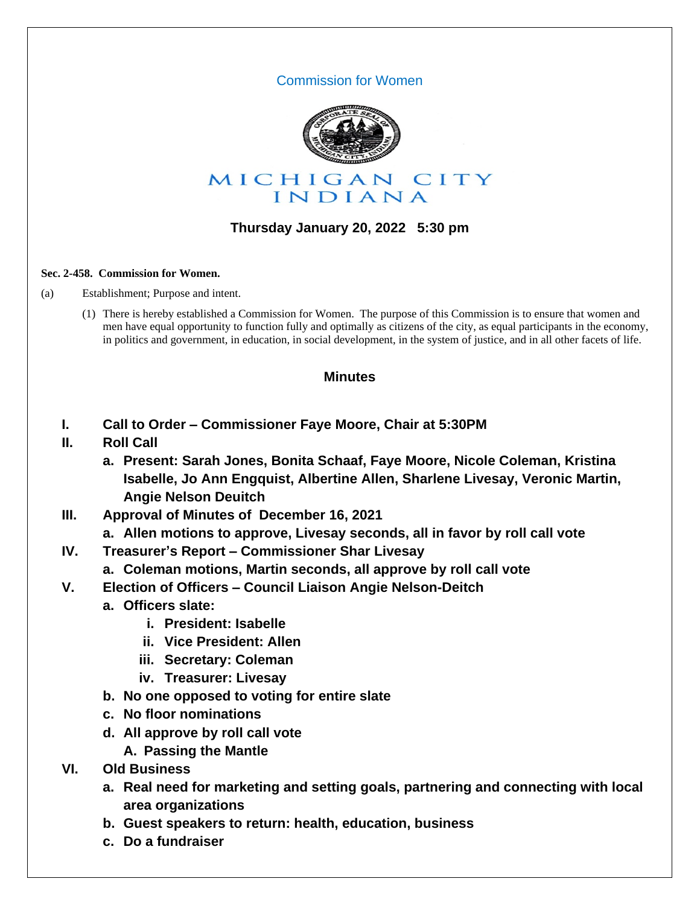Commission for Women

MICHIGAN CITY
INDIANA

**Thursday January 20, 2022 5:30 pm**

**Sec. 2-458. Commission for Women.**

(a) Establishment; Purpose and intent.

(1) There is hereby established a Commission for Women. The purpose of this Commission is to ensure that women and men have equal opportunity to function fully and optimally as citizens of the city, as equal participants in the economy, in politics and government, in education, in social development, in the system of justice, and in all other facets of life.

## Minutes

**I. Call to Order – Commissioner Faye Moore, Chair at 5:30PM**

**II. Roll Call**

- **a. Present: Sarah Jones, Bonita Schaaf, Faye Moore, Nicole Coleman, Kristina Isabelle, Jo Ann Engquist, Albertine Allen, Sharlene Livesay, Veronic Martin, Angie Nelson Deuitch**

**III. Approval of Minutes of December 16, 2021**

- **a. Allen motions to approve, Livesay seconds, all in favor by roll call vote**

**IV. Treasurer's Report – Commissioner Shar Livesay**

- **a. Coleman motions, Martin seconds, all approve by roll call vote**

**V. Election of Officers – Council Liaison Angie Nelson-Deitch**

- **a. Officers slate:**
  - **i. President: Isabelle**
  - **ii. Vice President: Allen**
  - **iii. Secretary: Coleman**
  - **iv. Treasurer: Livesay**
- **b. No one opposed to voting for entire slate**
- **c. No floor nominations**
- **d. All approve by roll call vote**
  - **A. Passing the Mantle**

**VI. Old Business**

- **a. Real need for marketing and setting goals, partnering and connecting with local area organizations**
- **b. Guest speakers to return: health, education, business**
- **c. Do a fundraiser**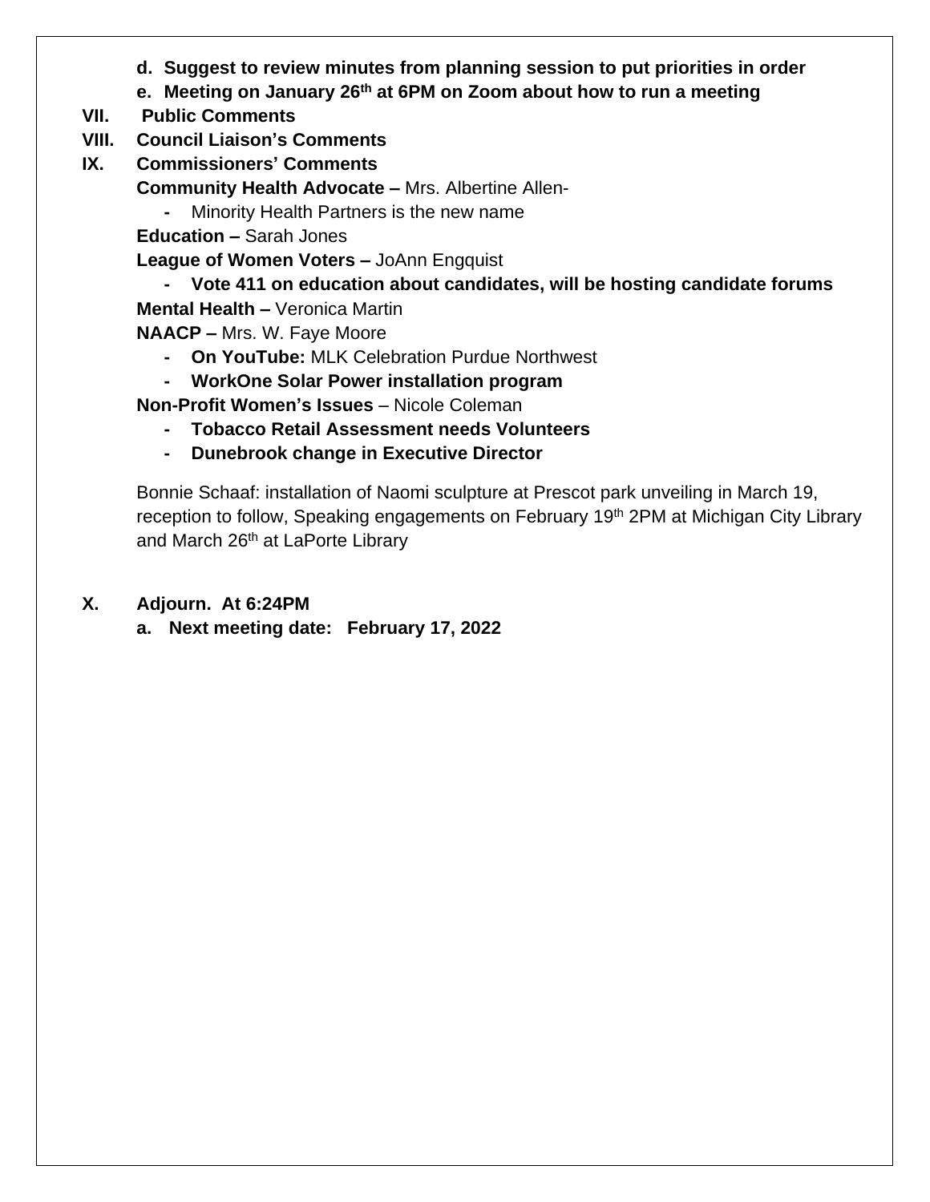d. **Suggest to review minutes from planning session to put priorities in order**
  e. **Meeting on January 26th at 6PM on Zoom about how to run a meeting**

**VII. Public Comments**

**VIII. Council Liaison's Comments**

**IX. Commissioners' Comments**

**Community Health Advocate –** Mrs. Albertine Allen-

- Minority Health Partners is the new name

**Education –** Sarah Jones

**League of Women Voters –** JoAnn Engquist

- **Vote 411 on education about candidates, will be hosting candidate forums**

**Mental Health –** Veronica Martin

**NAACP –** Mrs. W. Faye Moore

- **On YouTube:** MLK Celebration Purdue Northwest
- **WorkOne Solar Power installation program**

**Non-Profit Women's Issues** – Nicole Coleman

- **Tobacco Retail Assessment needs Volunteers**
- **Dunebrook change in Executive Director**

Bonnie Schaaf: installation of Naomi sculpture at Prescot park unveiling in March 19, reception to follow, Speaking engagements on February 19th 2PM at Michigan City Library and March 26th at LaPorte Library

**X. Adjourn. At 6:24PM**

  a. **Next meeting date: February 17, 2022**